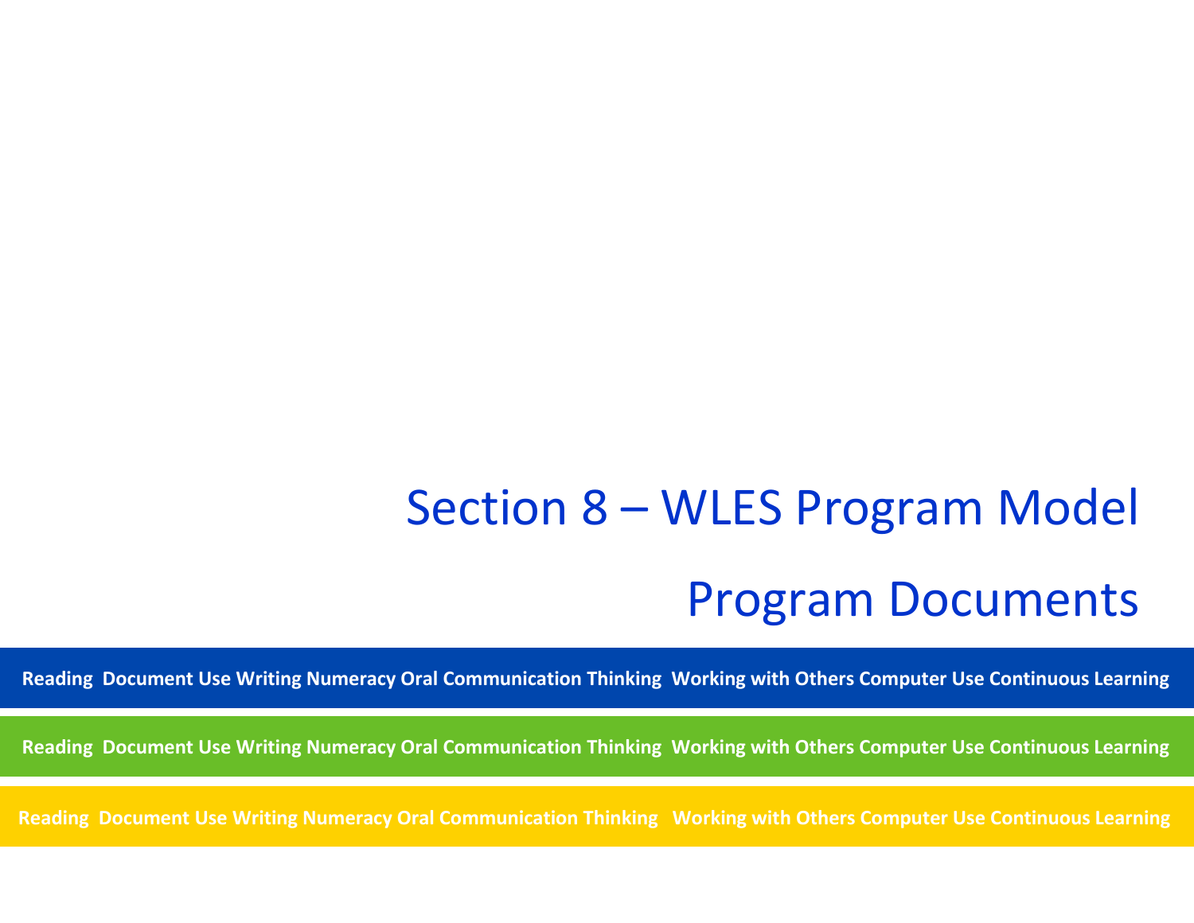# Section 8 – WLES Program Model

# Program Documents

Reading Document Use Writing Numeracy Oral Communication Thinking Working with Others Computer Use Continuous Learning

Reading Document Use Writing Numeracy Oral Communication Thinking Working with Others Computer Use Continuous Learning

Reading Document Use Writing Numeracy Oral Communication Thinking Working with Others Computer Use Continuous Learning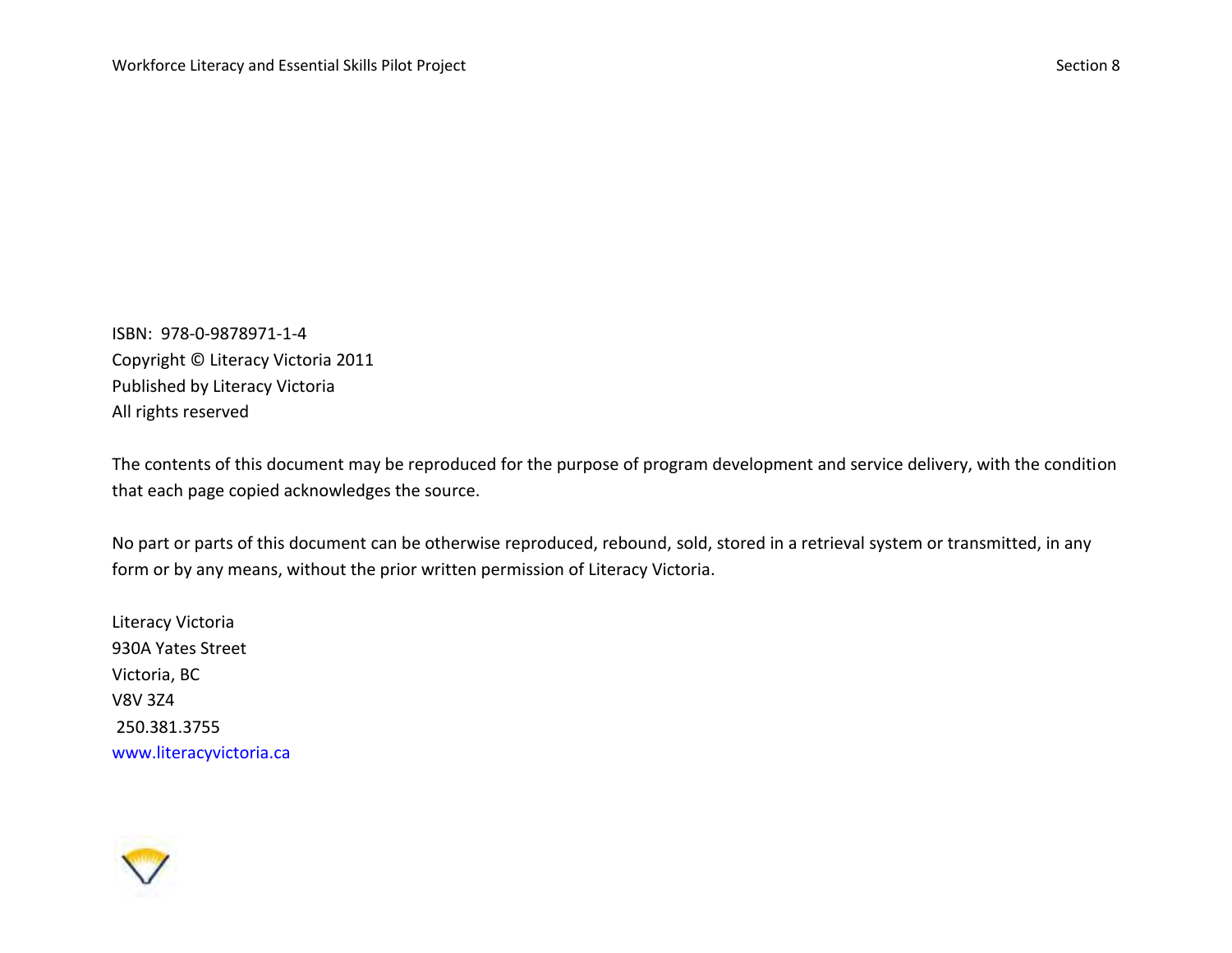ISBN: 978-0-9878971-1-4
Copyright © Literacy Victoria 2011
Published by Literacy Victoria
All rights reserved

The contents of this document may be reproduced for the purpose of program development and service delivery, with the condition that each page copied acknowledges the source.

No part or parts of this document can be otherwise reproduced, rebound, sold, stored in a retrieval system or transmitted, in any form or by any means, without the prior written permission of Literacy Victoria.

Literacy Victoria
930A Yates Street
Victoria, BC
V8V 3Z4
250.381.3755
www.literacyvictoria.ca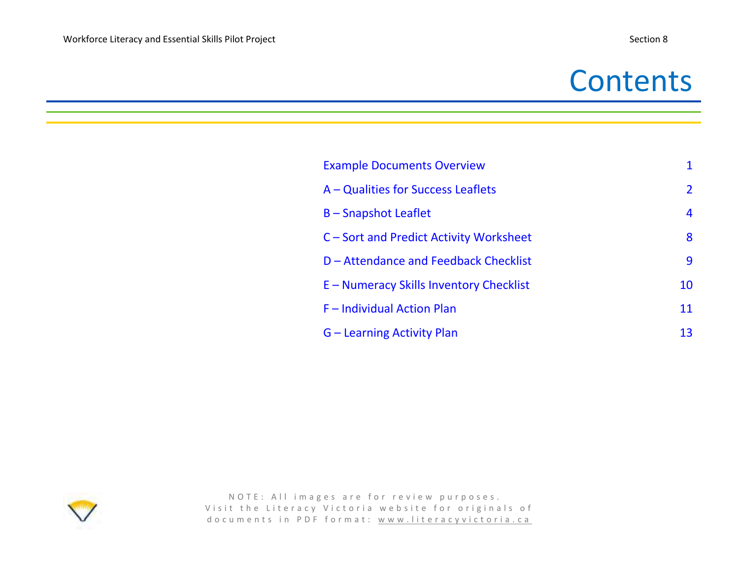# Contents

| | |
|---|---|
| Example Documents Overview | 1 |
| A – Qualities for Success Leaflets | 2 |
| B – Snapshot Leaflet | 4 |
| C – Sort and Predict Activity Worksheet | 8 |
| D – Attendance and Feedback Checklist | 9 |
| E – Numeracy Skills Inventory Checklist | 10 |
| F – Individual Action Plan | 11 |
| G – Learning Activity Plan | 13 |

NOTE: All images are for review purposes.
Visit the Literacy Victoria website for originals of documents in PDF format: www.literacyvictoria.ca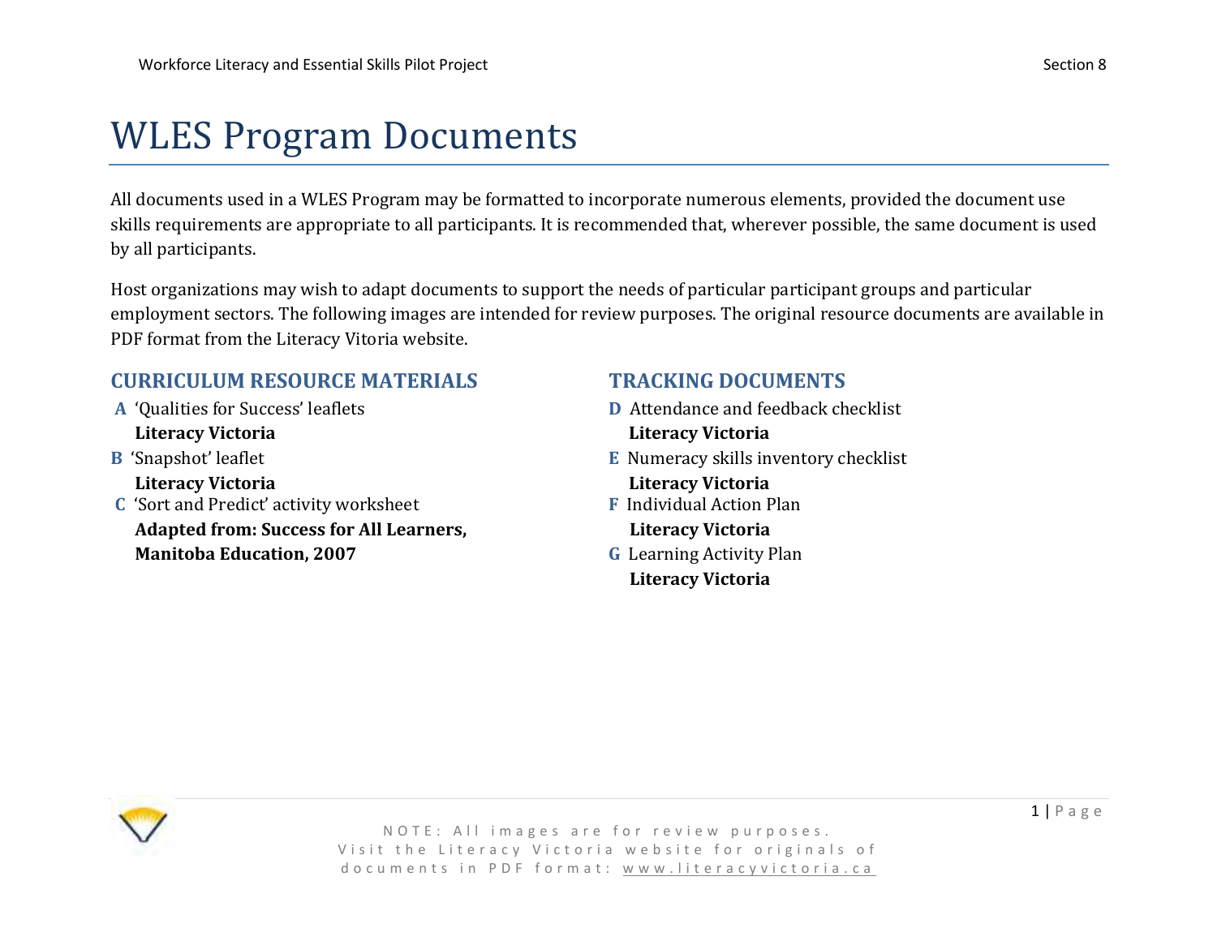# WLES Program Documents

All documents used in a WLES Program may be formatted to incorporate numerous elements, provided the document use skills requirements are appropriate to all participants. It is recommended that, wherever possible, the same document is used by all participants.

Host organizations may wish to adapt documents to support the needs of particular participant groups and particular employment sectors. The following images are intended for review purposes. The original resource documents are available in PDF format from the Literacy Vitoria website.

## CURRICULUM RESOURCE MATERIALS

**A** 'Qualities for Success' leaflets
**Literacy Victoria**

**B** 'Snapshot' leaflet
**Literacy Victoria**

**C** 'Sort and Predict' activity worksheet
**Adapted from: Success for All Learners, Manitoba Education, 2007**

## TRACKING DOCUMENTS

**D** Attendance and feedback checklist
**Literacy Victoria**

**E** Numeracy skills inventory checklist
**Literacy Victoria**

**F** Individual Action Plan
**Literacy Victoria**

**G** Learning Activity Plan
**Literacy Victoria**

NOTE: All images are for review purposes.
Visit the Literacy Victoria website for originals of documents in PDF format: www.literacyvictoria.ca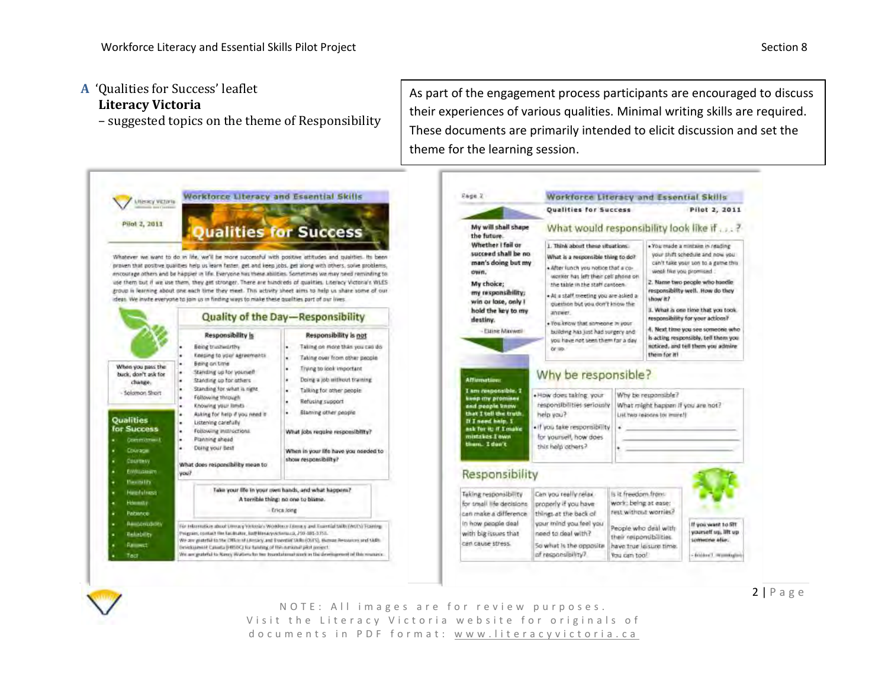**A** 'Qualities for Success' leaflet
**Literacy Victoria**
– suggested topics on the theme of Responsibility

As part of the engagement process participants are encouraged to discuss their experiences of various qualities. Minimal writing skills are required. These documents are primarily intended to elicit discussion and set the theme for the learning session.

Literacy Victoria

Pilot 2, 2011

## Workforce Literacy and Essential Skills

# Qualities for Success

Whatever we want to do in life, we'll be more successful with positive attitudes and qualities. Its been proven that positive qualities help us learn faster, get and keep jobs, get along with others, solve problems, encourage others and be happier in life. Everyone has these abilities. Sometimes we may need reminding to use them but if we use them, they get stronger. There are hundreds of qualities. Literacy Victoria's WLES group is learning about one each time they meet. This activity sheet aims to help us share some of our ideas. We invite everyone to join us in finding ways to make these qualities part of our lives.

When you pass the buck, don't ask for change.
- Solomon Short

**Qualities for Success**

- Commitment
- Courage
- Courtesy
- Enthusiasm
- Flexibility
- Helpfulness
- Honesty
- Patience
- Responsibility
- Reliability
- Respect
- Tact

## Quality of the Day—Responsibility

**Responsibility is**

- Being trustworthy
- Keeping to your agreements
- Being on time
- Standing up for yourself
- Standing up for others
- Standing for what is right
- Following through
- Knowing your limits
- Asking for help if you need it
- Listening carefully
- Following instructions
- Planning ahead
- Doing your best

**What does responsibility mean to you?**

**Responsibility is not**

- Taking on more than you can do
- Taking over from other people
- Trying to look important
- Doing a job without training
- Talking for other people
- Refusing support
- Blaming other people

**What jobs require responsibility?**

**When in your life have you needed to show responsibility?**

**Take your life in your own hands, and what happens? A terrible thing: no one to blame.**
- Erica Jong

For information about Literacy Victoria's Workforce Literacy and Essential Skills (WLES) Training Program, contact the facilitator, [...]@literacyvictoria.ca, 250-381-3755.
We are grateful to the Office of Literacy and Essential Skills (OLES), Human Resources and Skills Development Canada (HRSDC) for funding of this national pilot project.
We are grateful to Nancy Walters for her foundational work in the development of this resource.

---

Page 2

## Workforce Literacy and Essential Skills

Qualities for Success — Pilot 2, 2011

**My will shall shape the future. Whether I fail or succeed shall be no man's doing but my own. My choice; my responsibility; win or lose, only I hold the key to my destiny.**
- Elaine Maxwell

## What would responsibility look like if . . . ?

1. Think about these situations.
What is a responsible thing to do?

- After lunch you notice that a co-worker has left their cell phone on the table in the staff canteen.
- At a staff meeting you are asked a question but you don't know the answer.
- You know that someone in your building has just had surgery and you have not seen them for a day or so.
- You made a mistake in reading your shift schedule and now you can't take your son to a game this week like you promised.

2. Name two people who handle responsibility well. How do they show it?

3. What is one time that you took responsibility for your actions?

4. Next time you see someone who is acting responsibly, tell them you noticed, and tell them you admire them for it!

**Affirmation:**
**I am responsible. I keep my promises and people know that I tell the truth. If I need help, I ask for it. If I make mistakes I own them. I don't**

## Why be responsible?

- How does taking your responsibilities seriously help you?
- If you take responsibility for yourself, how does this help others?

Why be responsible?
What might happen if you are not?
List two reasons (or more!)

- \_\_\_\_\_\_\_\_\_\_\_\_\_\_\_\_\_\_\_\_
- \_\_\_\_\_\_\_\_\_\_\_\_\_\_\_\_\_\_\_\_

## Responsibility

Taking responsibility for small life decisions can make a difference in how people deal with big issues that can cause stress.

Can you really relax properly if you have things at the back of your mind you feel you need to deal with?

So what is the opposite of responsibility?

Is it freedom from work; being at ease; rest without worries?

People who deal with their responsibilities have true leisure time. You can too!

**If you want to lift yourself up, lift up someone else.**
- Booker T. Washington

NOTE: All images are for review purposes.
Visit the Literacy Victoria website for originals of documents in PDF format: www.literacyvictoria.ca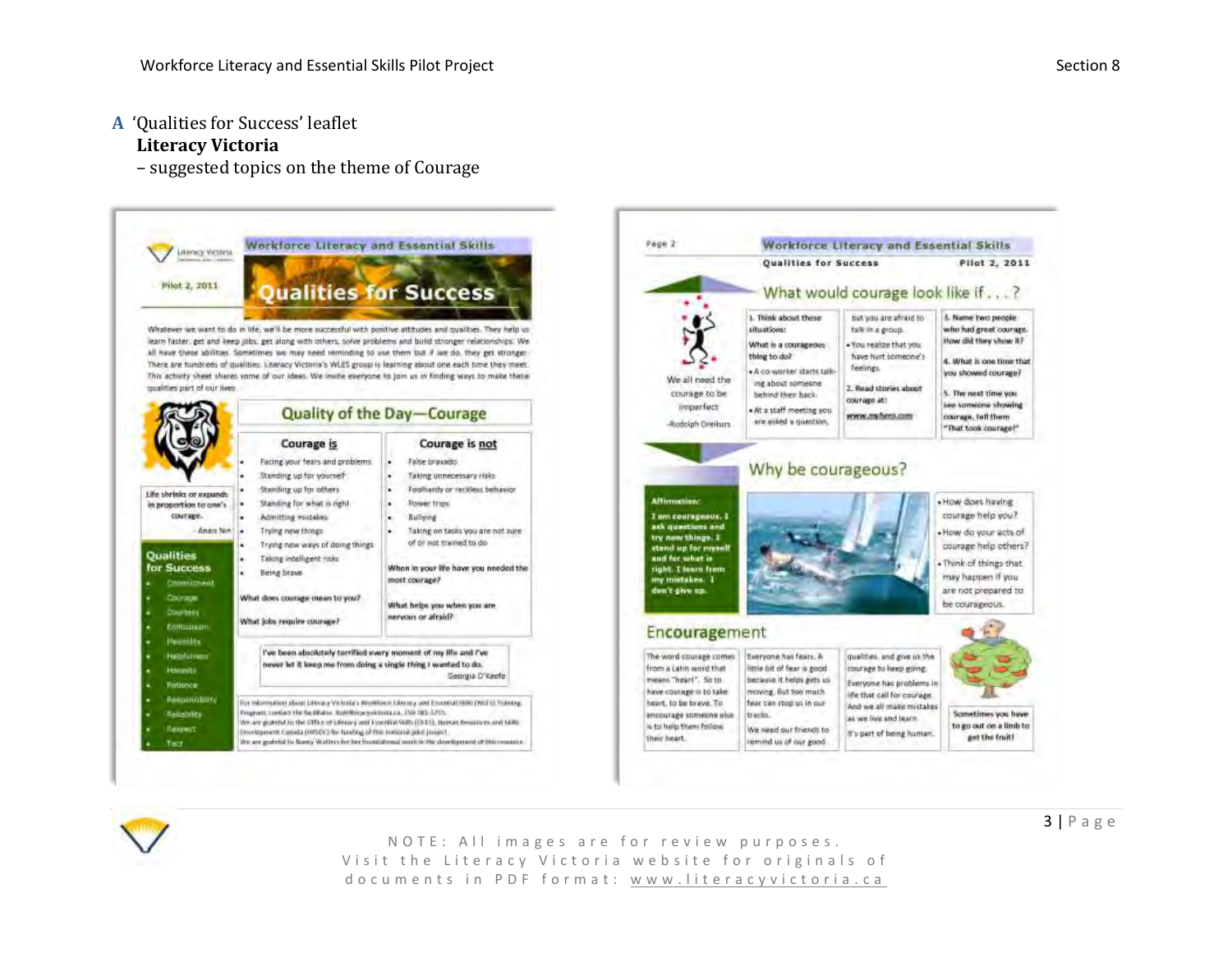## A 'Qualities for Success' leaflet

**Literacy Victoria**

– suggested topics on the theme of Courage

Literacy Victoria

Pilot 2, 2011

Workforce Literacy and Essential Skills

# Qualities for Success

Whatever we want to do in life, we'll be more successful with positive attitudes and qualities. They help us learn faster, get and keep jobs, get along with others, solve problems and build stronger relationships. We all have these abilities. Sometimes we may need reminding to use them but if we do, they get stronger. There are hundreds of qualities. Literacy Victoria's WLES group is learning about one each time they meet. This activity sheet shares some of our ideas. We invite everyone to join us in finding ways to make these qualities part of our lives.

## Quality of the Day—Courage

Life shrinks or expands in proportion to one's courage.

- Anais Nin

**Courage is**

- Facing your fears and problems
- Standing up for yourself
- Standing up for others
- Standing for what is right
- Admitting mistakes
- Trying new things
- Trying new ways of doing things
- Taking intelligent risks
- Being brave

What does courage mean to you?

What jobs require courage?

**Courage is not**

- False bravado
- Taking unnecessary risks
- Foolhardy or reckless behavior
- Power trips
- Bullying
- Taking on tasks you are not sure of or not trained to do

When in your life have you needed the most courage?

What helps you when you are nervous or afraid?

I've been absolutely terrified every moment of my life and I've never let it keep me from doing a single thing I wanted to do.

Georgia O'Keefe

**Qualities for Success**

- Commitment
- Courage
- Courtesy
- Enthusiasm
- Flexibility
- Helpfulness
- Honesty
- Patience
- Responsibility
- Reliability
- Respect
- Tact

For information about Literacy Victoria's Workforce Literacy and Essential Skills (WLES) Training Program, contact the facilitator. [illegible] 250 381-3755.
We are grateful to the Office of Literacy and Essential Skills (OLES), Human Resources and Skills Development Canada (HRSDC) for funding of this national pilot project.
We are grateful to Nancy Walters for her foundational work in the development of this resource.

Page 2

Workforce Literacy and Essential Skills

Qualities for Success — Pilot 2, 2011

## What would courage look like if . . . ?

We all need the courage to be imperfect

-Rudolph Dreikurs

1. Think about these situations:

What is a courageous thing to do?

- A co-worker starts talking about someone behind their back.
- At a staff meeting you are asked a question, but you are afraid to talk in a group.
- You realize that you have hurt someone's feelings.

2. Read stories about courage at: www.myhero.com

3. Name two people who had great courage. How did they show it?

4. What is one time that you showed courage?

5. The next time you see someone showing courage, tell them "That took courage!"

## Why be courageous?

**Affirmation:** I am courageous. I ask questions and try new things. I stand up for myself and for what is right. I learn from my mistakes. I don't give up.

- How does having courage help you?
- How do your acts of courage help others?
- Think of things that may happen if you are not prepared to be courageous.

## Encouragement

The word courage comes from a Latin word that means "heart". So to have courage is to take heart, to be brave. To encourage someone else is to help them follow their heart.

Everyone has fears. A little bit of fear is good because it helps gets us moving. But too much fear can stop us in our tracks.

We need our friends to remind us of our good qualities, and give us the courage to keep going.

Everyone has problems in life that call for courage. And we all make mistakes as we live and learn. It's part of being human.

Sometimes you have to go out on a limb to get the fruit!

NOTE: All images are for review purposes. Visit the Literacy Victoria website for originals of documents in PDF format: www.literacyvictoria.ca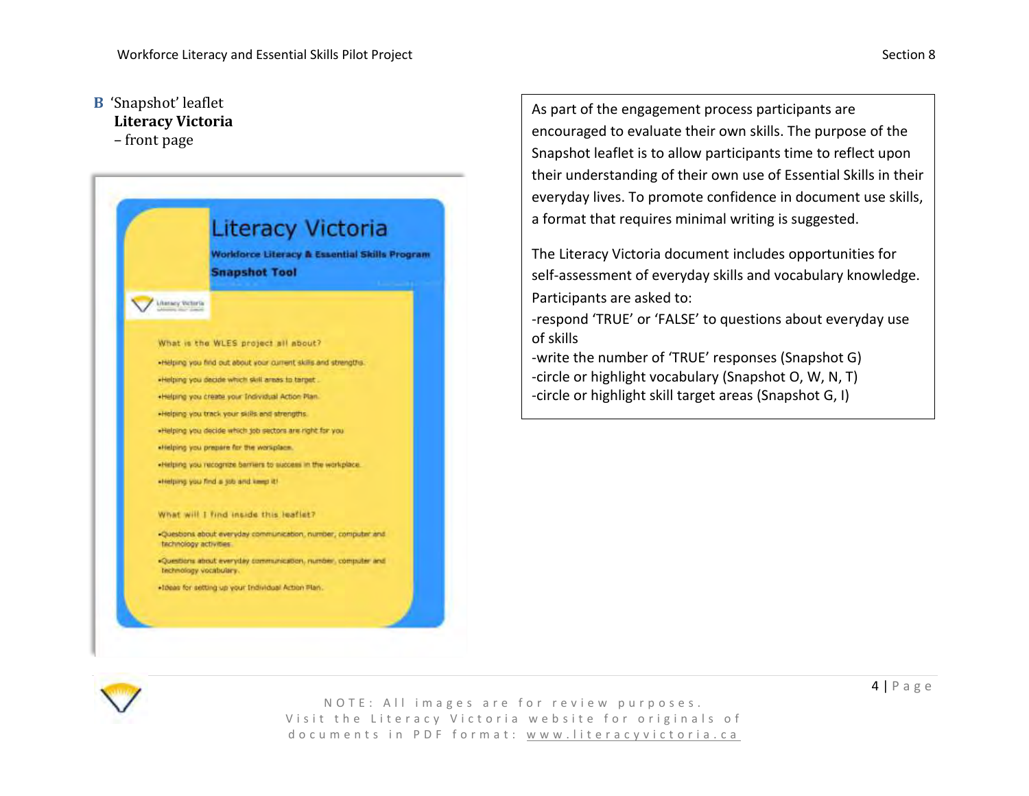**B** 'Snapshot' leaflet
**Literacy Victoria**
– front page

Literacy Victoria

**Workforce Literacy & Essential Skills Program**

**Snapshot Tool**

What is the WLES project all about?

- Helping you find out about your current skills and strengths.
- Helping you decide which skill areas to target.
- Helping you create your Individual Action Plan.
- Helping you track your skills and strengths.
- Helping you decide which job sectors are right for you
- Helping you prepare for the workplace.
- Helping you recognize barriers to success in the workplace.
- Helping you find a job and keep it!

What will I find inside this leaflet?

- Questions about everyday communication, number, computer and technology activities.
- Questions about everyday communication, number, computer and technology vocabulary.
- Ideas for setting up your Individual Action Plan.

As part of the engagement process participants are encouraged to evaluate their own skills. The purpose of the Snapshot leaflet is to allow participants time to reflect upon their understanding of their own use of Essential Skills in their everyday lives. To promote confidence in document use skills, a format that requires minimal writing is suggested.

The Literacy Victoria document includes opportunities for self-assessment of everyday skills and vocabulary knowledge. Participants are asked to:

- respond 'TRUE' or 'FALSE' to questions about everyday use of skills
- write the number of 'TRUE' responses (Snapshot G)
- circle or highlight vocabulary (Snapshot O, W, N, T)
- circle or highlight skill target areas (Snapshot G, I)

NOTE: All images are for review purposes. Visit the Literacy Victoria website for originals of documents in PDF format: www.literacyvictoria.ca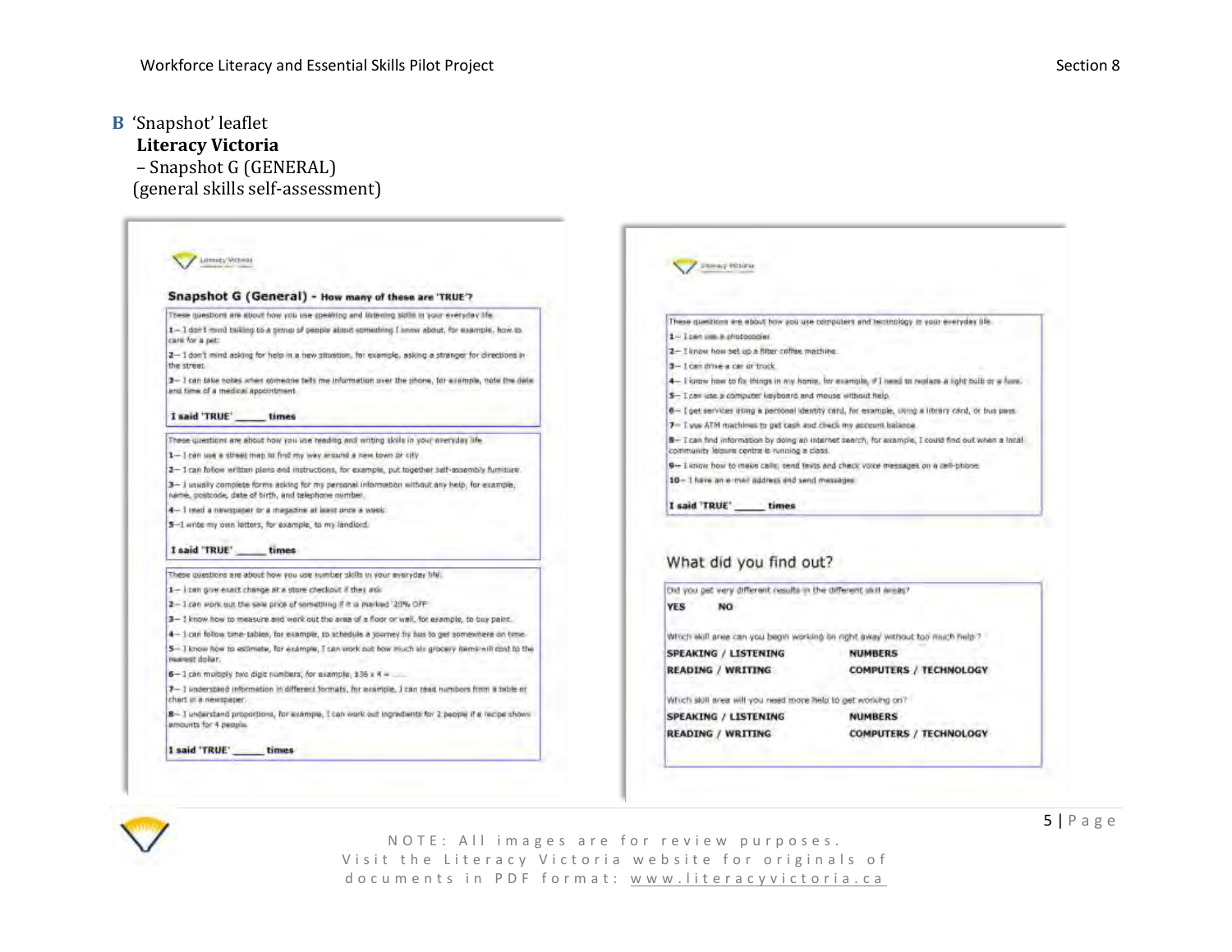**B** 'Snapshot' leaflet

**Literacy Victoria**

– Snapshot G (GENERAL)

(general skills self-assessment)

## Snapshot G (General) - How many of these are 'TRUE'?

These questions are about how you use speaking and listening skills in your everyday life.

1— I don't mind talking to a group of people about something I know about, for example, how to care for a pet.

2— I don't mind asking for help in a new situation, for example, asking a stranger for directions in the street.

3— I can take notes when someone tells me information over the phone, for example, note the date and time of a medical appointment.

**I said 'TRUE' _____ times**

These questions are about how you use reading and writing skills in your everyday life.

1— I can use a street map to find my way around a new town or city.

2— I can follow written plans and instructions, for example, put together self-assembly furniture.

3— I usually complete forms asking for my personal information without any help, for example, name, postcode, date of birth, and telephone number.

4— I read a newspaper or a magazine at least once a week.

5—I write my own letters, for example, to my landlord.

**I said 'TRUE' _____ times**

These questions are about how you use number skills in your everyday life.

1— I can give exact change at a store checkout if they ask.

2— I can work out the sale price of something if it is marked '20% OFF'.

3— I know how to measure and work out the area of a floor or wall, for example, to buy paint.

4— I can follow time-tables, for example, to schedule a journey by bus to get somewhere on time.

5— I know how to estimate, for example, I can work out how much six grocery items will cost to the nearest dollar.

6— I can multiply two digit numbers, for example, $36 x 4 = ____

7— I understand information in different formats, for example, I can read numbers from a table or chart in a newspaper.

8— I understand proportions, for example, I can work out ingredients for 2 people if a recipe shows amounts for 4 people.

**I said 'TRUE' _____ times**

These questions are about how you use computers and technology in your everyday life.

1— I can use a photocopier.

2— I know how set up a filter coffee machine.

3— I can drive a car or truck.

4— I know how to fix things in my home, for example, if I need to replace a light bulb or a fuse.

5— I can use a computer keyboard and mouse without help.

6— I get services using a personal identity card, for example, using a library card, or bus pass.

7— I use ATM machines to get cash and check my account balance.

8— I can find information by doing an internet search, for example, I could find out when a local community leisure centre is running a class.

9— I know how to make calls, send texts and check voice messages on a cell-phone.

10— I have an e-mail address and send messages.

**I said 'TRUE' _____ times**

## What did you find out?

Did you get very different results in the different skill areas?

**YES NO**

Which skill area can you begin working on right away without too much help?

**SPEAKING / LISTENING NUMBERS**

**READING / WRITING COMPUTERS / TECHNOLOGY**

Which skill area will you need more help to get working on?

**SPEAKING / LISTENING NUMBERS**

**READING / WRITING COMPUTERS / TECHNOLOGY**

NOTE: All images are for review purposes. Visit the Literacy Victoria website for originals of documents in PDF format: www.literacyvictoria.ca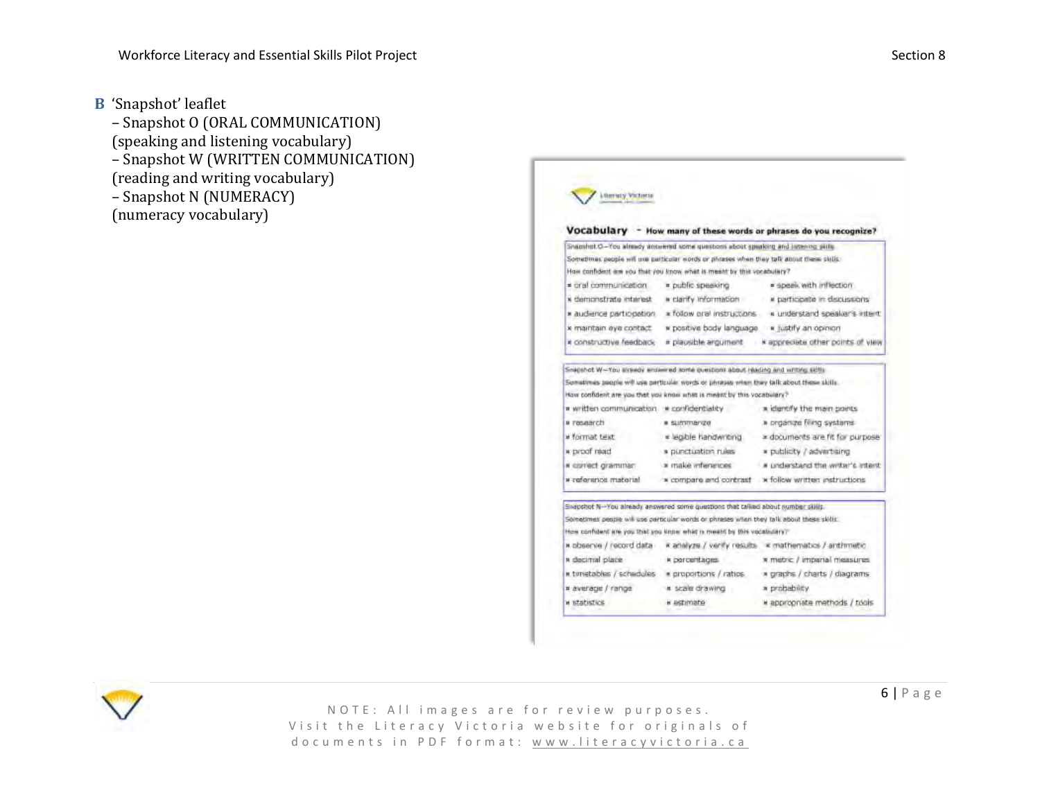**B** 'Snapshot' leaflet

– Snapshot O (ORAL COMMUNICATION) (speaking and listening vocabulary)

– Snapshot W (WRITTEN COMMUNICATION) (reading and writing vocabulary)

– Snapshot N (NUMERACY) (numeracy vocabulary)

Literacy Victoria

## Vocabulary - How many of these words or phrases do you recognize?

Snapshot O—You already answered some questions about speaking and listening skills.
Sometimes people will use particular words or phrases when they talk about these skills.
How confident are you that you know what is meant by this vocabulary?

- oral communication
- public speaking
- speak with inflection
- demonstrate interest
- clarify information
- participate in discussions
- audience participation
- follow oral instructions
- understand speaker's intent
- maintain eye contact
- positive body language
- justify an opinion
- constructive feedback
- plausible argument
- appreciate other points of view

Snapshot W—You already answered some questions about reading and writing skills.
Sometimes people will use particular words or phrases when they talk about these skills.
How confident are you that you know what is meant by this vocabulary?

- written communication
- confidentiality
- identify the main points
- research
- summarize
- organize filing systems
- format text
- legible handwriting
- documents are fit for purpose
- proof read
- punctuation rules
- publicity / advertising
- correct grammar
- make inferences
- understand the writer's intent
- reference material
- compare and contrast
- follow written instructions

Snapshot N—You already answered some questions that talked about number skills.
Sometimes people will use particular words or phrases when they talk about these skills.
How confident are you that you know what is meant by this vocabulary?

- observe / record data
- analyze / verify results
- mathematics / arithmetic
- decimal place
- percentages
- metric / imperial measures
- timetables / schedules
- proportions / ratios
- graphs / charts / diagrams
- average / range
- scale drawing
- probability
- statistics
- estimate
- appropriate methods / tools

NOTE: All images are for review purposes. Visit the Literacy Victoria website for originals of documents in PDF format: www.literacyvictoria.ca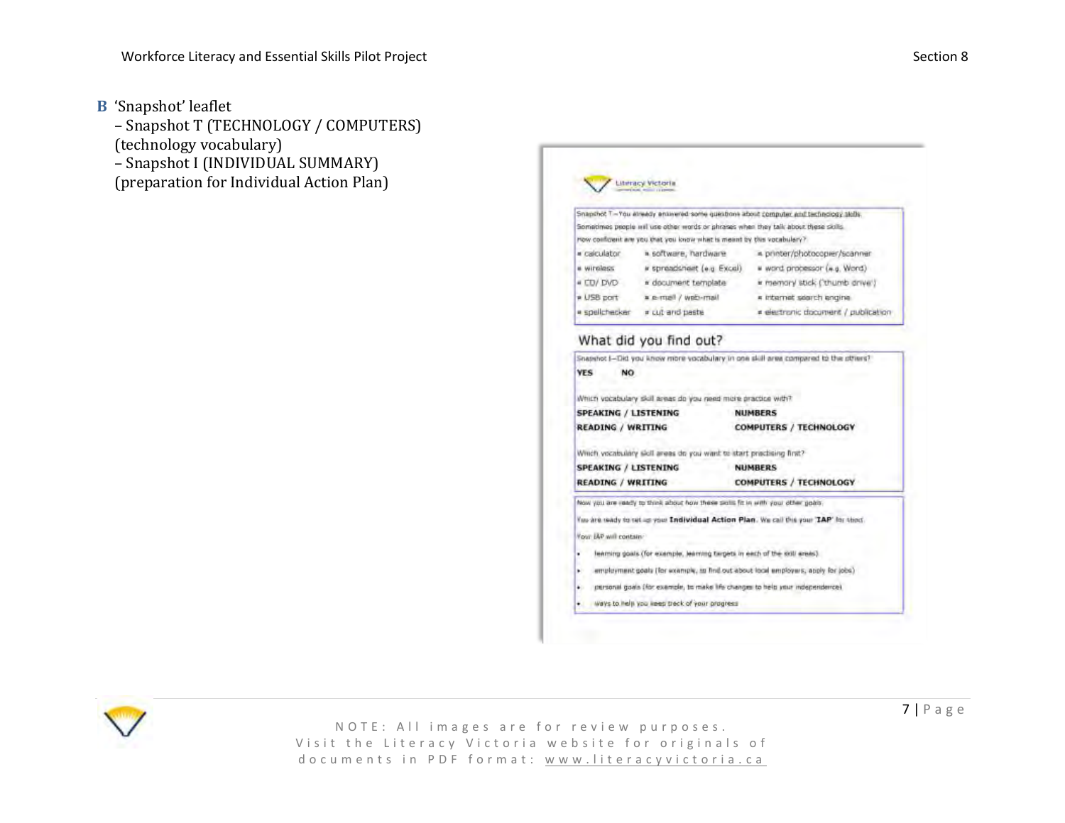**B** 'Snapshot' leaflet

– Snapshot T (TECHNOLOGY / COMPUTERS) (technology vocabulary)

– Snapshot I (INDIVIDUAL SUMMARY) (preparation for Individual Action Plan)

Literacy Victoria

Snapshot T – You already answered some questions about computer and technology skills. Sometimes people will use other words or phrases when they talk about these skills. How confident are you that you know what is meant by this vocabulary?

- calculator
- software, hardware
- printer/photocopier/scanner
- wireless
- spreadsheet (e.g. Excel)
- word processor (e.g. Word)
- CD/ DVD
- document template
- memory stick ('thumb drive')
- USB port
- e-mail / web-mail
- internet search engine
- spellchecker
- cut and paste
- electronic document / publication

## What did you find out?

Snapshot I – Did you know more vocabulary in one skill area compared to the others?

**YES** **NO**

Which vocabulary skill areas do you need more practice with?

**SPEAKING / LISTENING** **NUMBERS**

**READING / WRITING** **COMPUTERS / TECHNOLOGY**

Which vocabulary skill areas do you want to start practising first?

**SPEAKING / LISTENING** **NUMBERS**

**READING / WRITING** **COMPUTERS / TECHNOLOGY**

Now you are ready to think about how these skills fit in with your other goals.

You are ready to set up your **Individual Action Plan**. We call this your '**IAP**' for short.

Your IAP will contain:

- learning goals (for example, learning targets in each of the skill areas)
- employment goals (for example, to find out about local employers, apply for jobs)
- personal goals (for example, to make life changes to help your independence)
- ways to help you keep track of your progress

NOTE: All images are for review purposes. Visit the Literacy Victoria website for originals of documents in PDF format: www.literacyvictoria.ca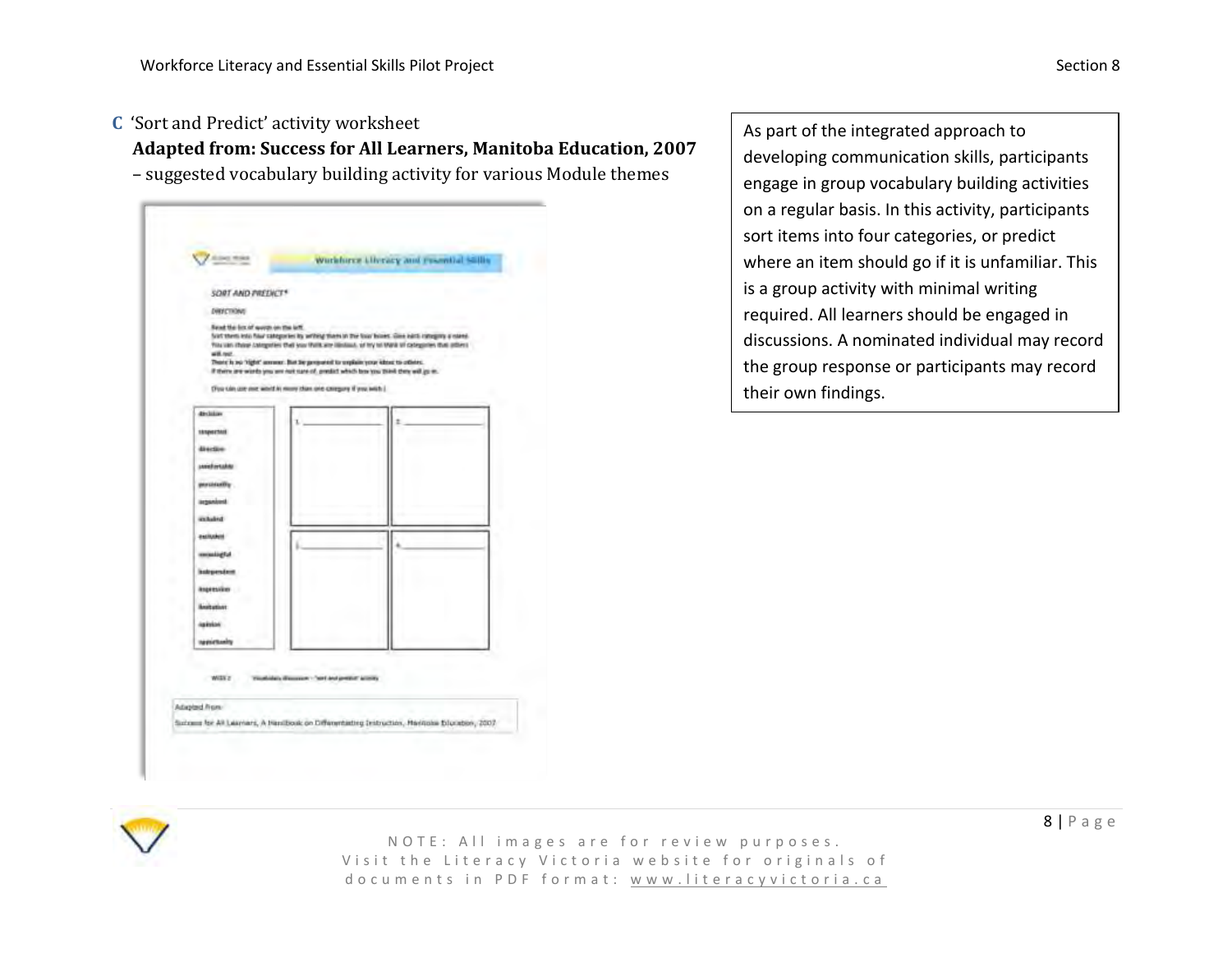**C** 'Sort and Predict' activity worksheet

**Adapted from: Success for All Learners, Manitoba Education, 2007**

– suggested vocabulary building activity for various Module themes

Workforce Literacy and Essential Skills

SORT AND PREDICT*

DIRECTIONS

Read the list of words on the left.
Sort them into four categories by writing them in the four boxes. Give each category a name.
You can chose categories that you think are obvious, or try to think of categories that others will not.
There is no 'right' answer. But be prepared to explain your ideas to others.
If there are words you are not sure of, predict which box you think they will go in.

(You can use one word in more than one category if you wish.)

decision
respected
direction
comfortable
personality
organized
included
excluded
meaningful
independent
depression
limitation
opinion
opportunity

1. ______ 2. ______ 3. ______ 4. ______

WEEK 2 Vocabulary discussion – "sort and predict" activity

Adapted from:
Success for All Learners, A Handbook on Differentiating Instruction, Manitoba Education, 2007

As part of the integrated approach to developing communication skills, participants engage in group vocabulary building activities on a regular basis. In this activity, participants sort items into four categories, or predict where an item should go if it is unfamiliar. This is a group activity with minimal writing required. All learners should be engaged in discussions. A nominated individual may record the group response or participants may record their own findings.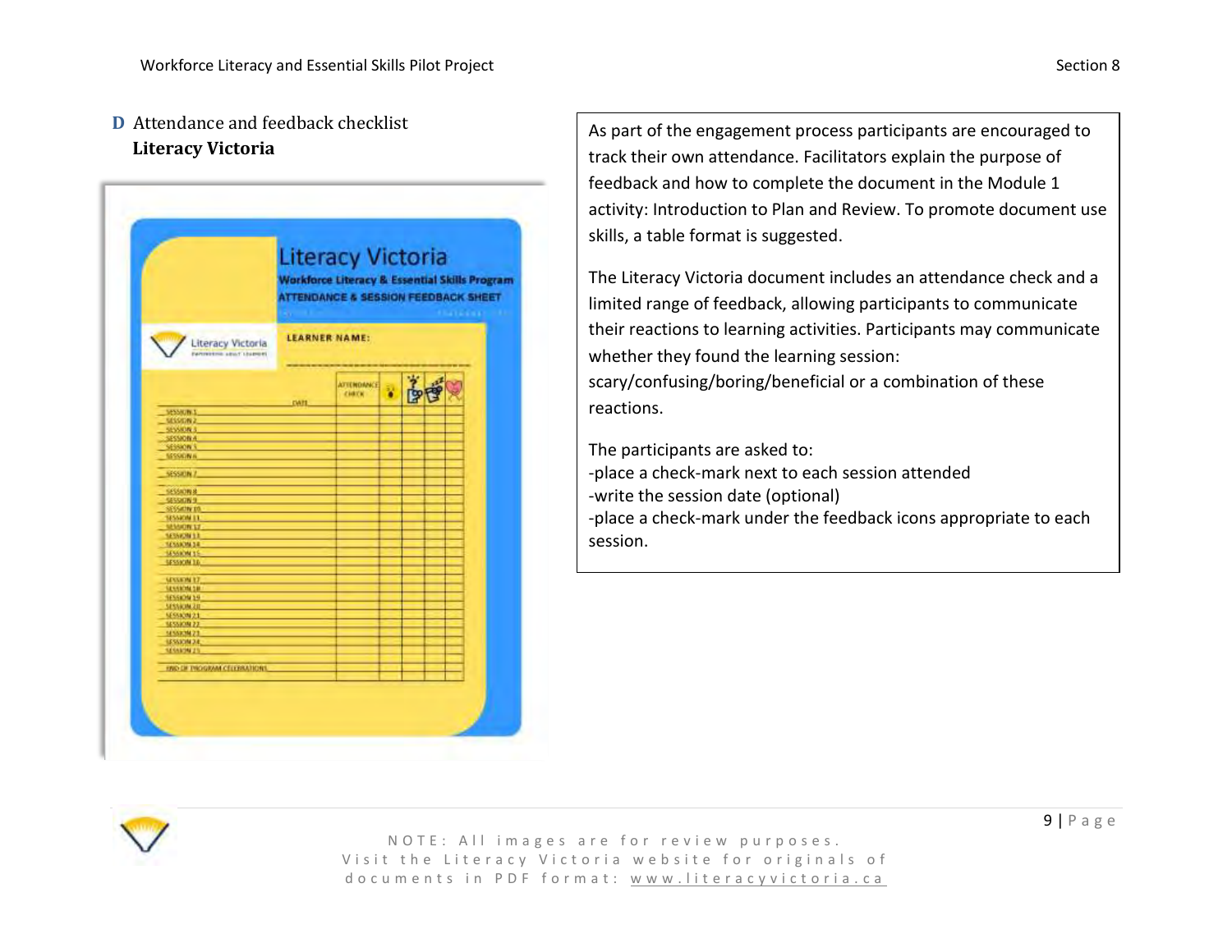## D Attendance and feedback checklist

**Literacy Victoria**

Literacy Victoria

Workforce Literacy & Essential Skills Program

ATTENDANCE & SESSION FEEDBACK SHEET

LEARNER NAME:

| | DATE | ATTENDANCE CHECK | | | | |
|---|---|---|---|---|---|---|
| SESSION 1 | | | | | | |
| SESSION 2 | | | | | | |
| SESSION 3 | | | | | | |
| SESSION 4 | | | | | | |
| SESSION 5 | | | | | | |
| SESSION 6 | | | | | | |
| SESSION 7 | | | | | | |
| SESSION 8 | | | | | | |
| SESSION 9 | | | | | | |
| SESSION 10 | | | | | | |
| SESSION 11 | | | | | | |
| SESSION 12 | | | | | | |
| SESSION 13 | | | | | | |
| SESSION 14 | | | | | | |
| SESSION 15 | | | | | | |
| SESSION 16 | | | | | | |
| SESSION 17 | | | | | | |
| SESSION 18 | | | | | | |
| SESSION 19 | | | | | | |
| SESSION 20 | | | | | | |
| SESSION 21 | | | | | | |
| SESSION 22 | | | | | | |
| SESSION 23 | | | | | | |
| SESSION 24 | | | | | | |
| SESSION 25 | | | | | | |
| END OF PROGRAM CELEBRATIONS | | | | | | |

As part of the engagement process participants are encouraged to track their own attendance. Facilitators explain the purpose of feedback and how to complete the document in the Module 1 activity: Introduction to Plan and Review. To promote document use skills, a table format is suggested.

The Literacy Victoria document includes an attendance check and a limited range of feedback, allowing participants to communicate their reactions to learning activities. Participants may communicate whether they found the learning session: scary/confusing/boring/beneficial or a combination of these reactions.

The participants are asked to:
-place a check-mark next to each session attended
-write the session date (optional)
-place a check-mark under the feedback icons appropriate to each session.

NOTE: All images are for review purposes. Visit the Literacy Victoria website for originals of documents in PDF format: www.literacyvictoria.ca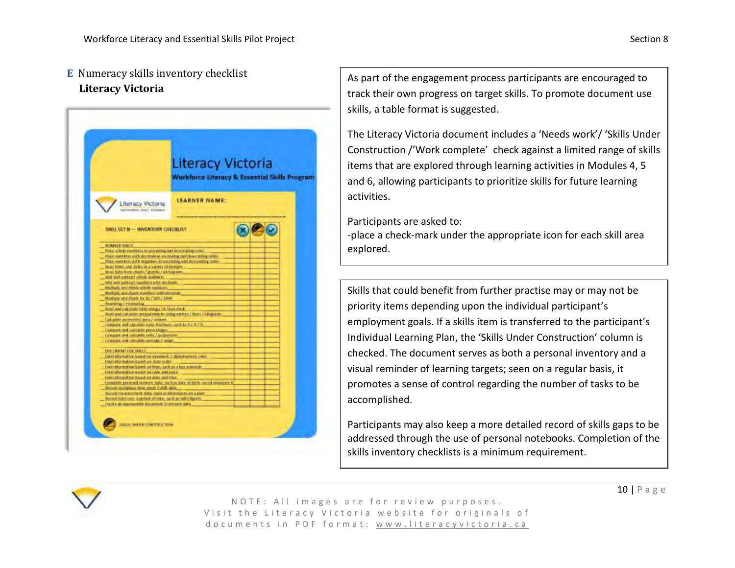## E Numeracy skills inventory checklist

**Literacy Victoria**

As part of the engagement process participants are encouraged to track their own progress on target skills. To promote document use skills, a table format is suggested.

The Literacy Victoria document includes a 'Needs work'/ 'Skills Under Construction /'Work complete' check against a limited range of skills items that are explored through learning activities in Modules 4, 5 and 6, allowing participants to prioritize skills for future learning activities.

Participants are asked to:
-place a check-mark under the appropriate icon for each skill area explored.

Skills that could benefit from further practise may or may not be priority items depending upon the individual participant's employment goals. If a skills item is transferred to the participant's Individual Learning Plan, the 'Skills Under Construction' column is checked. The document serves as both a personal inventory and a visual reminder of learning targets; seen on a regular basis, it promotes a sense of control regarding the number of tasks to be accomplished.

Participants may also keep a more detailed record of skills gaps to be addressed through the use of personal notebooks. Completion of the skills inventory checklists is a minimum requirement.

NOTE: All images are for review purposes. Visit the Literacy Victoria website for originals of documents in PDF format: www.literacyvictoria.ca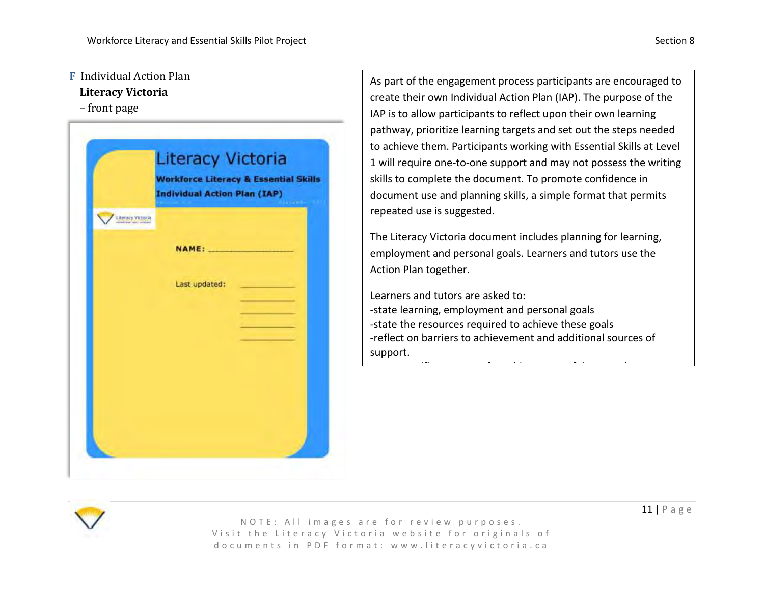**F** Individual Action Plan
**Literacy Victoria**
– front page

Literacy Victoria

**Workforce Literacy & Essential Skills**
**Individual Action Plan (IAP)**

**NAME:** ____________________

Last updated: ____________
____________
____________
____________
____________

As part of the engagement process participants are encouraged to create their own Individual Action Plan (IAP). The purpose of the IAP is to allow participants to reflect upon their own learning pathway, prioritize learning targets and set out the steps needed to achieve them. Participants working with Essential Skills at Level 1 will require one-to-one support and may not possess the writing skills to complete the document. To promote confidence in document use and planning skills, a simple format that permits repeated use is suggested.

The Literacy Victoria document includes planning for learning, employment and personal goals. Learners and tutors use the Action Plan together.

Learners and tutors are asked to:
-state learning, employment and personal goals
-state the resources required to achieve these goals
-reflect on barriers to achievement and additional sources of support.

NOTE: All images are for review purposes. Visit the Literacy Victoria website for originals of documents in PDF format: www.literacyvictoria.ca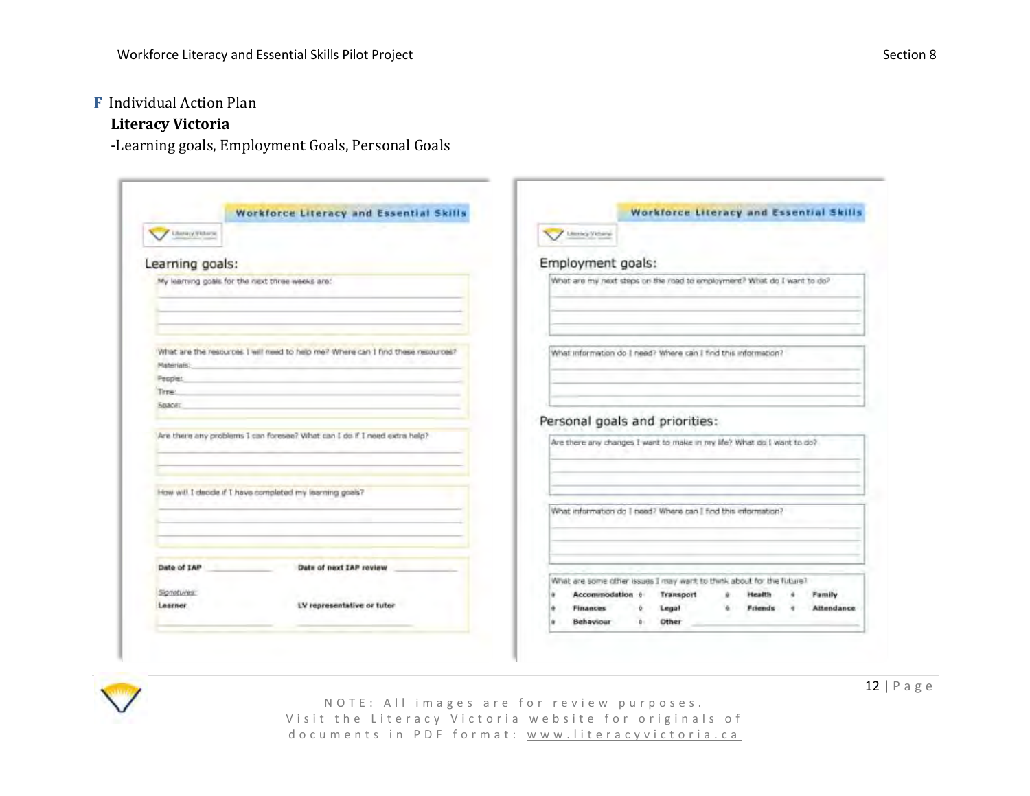**F** Individual Action Plan

**Literacy Victoria**

-Learning goals, Employment Goals, Personal Goals

**Workforce Literacy and Essential Skills**

## Learning goals:

My learning goals for the next three weeks are:

What are the resources I will need to help me? Where can I find these resources?

Materials:

People:

Time:

Space:

Are there any problems I can foresee? What can I do if I need extra help?

How will I decide if I have completed my learning goals?

**Date of IAP** ____________ **Date of next IAP review** ____________

Signatures:

**Learner** **LV representative or tutor**

**Workforce Literacy and Essential Skills**

## Employment goals:

What are my next steps on the road to employment? What do I want to do?

What information do I need? Where can I find this information?

## Personal goals and priorities:

Are there any changes I want to make in my life? What do I want to do?

What information do I need? Where can I find this information?

What are some other issues I may want to think about for the future?

- **Accommodation**
- **Transport**
- **Health**
- **Family**
- **Finances**
- **Legal**
- **Friends**
- **Attendance**
- **Behaviour**
- **Other** ____________

NOTE: All images are for review purposes. Visit the Literacy Victoria website for originals of documents in PDF format: www.literacyvictoria.ca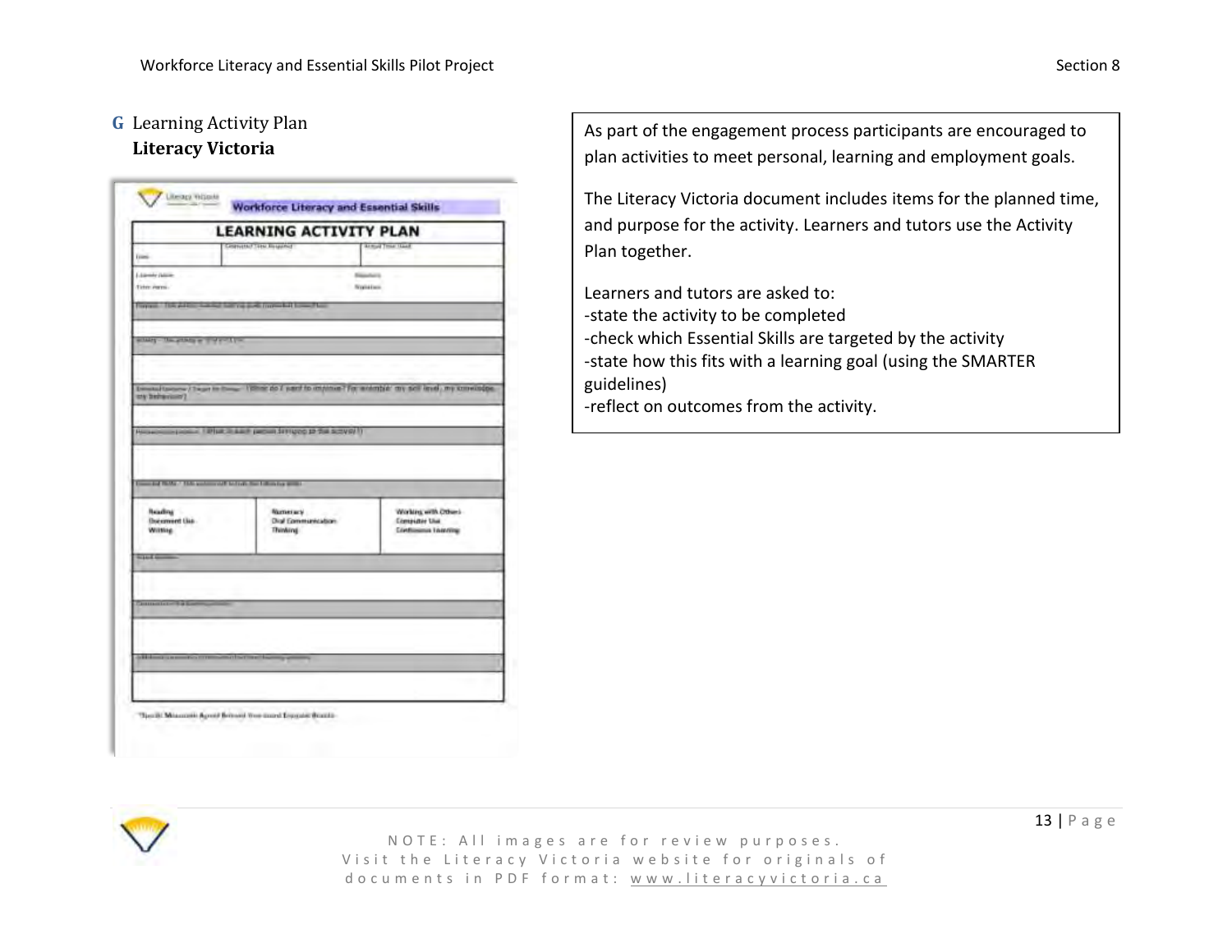## G Learning Activity Plan

### Literacy Victoria

Workforce Literacy and Essential Skills

LEARNING ACTIVITY PLAN

Reading
Document Use
Writing

Numeracy
Oral Communication
Thinking

Working with Others
Computer Use
Continuous Learning

As part of the engagement process participants are encouraged to plan activities to meet personal, learning and employment goals.

The Literacy Victoria document includes items for the planned time, and purpose for the activity. Learners and tutors use the Activity Plan together.

Learners and tutors are asked to:
-state the activity to be completed
-check which Essential Skills are targeted by the activity
-state how this fits with a learning goal (using the SMARTER guidelines)
-reflect on outcomes from the activity.

NOTE: All images are for review purposes. Visit the Literacy Victoria website for originals of documents in PDF format: www.literacyvictoria.ca